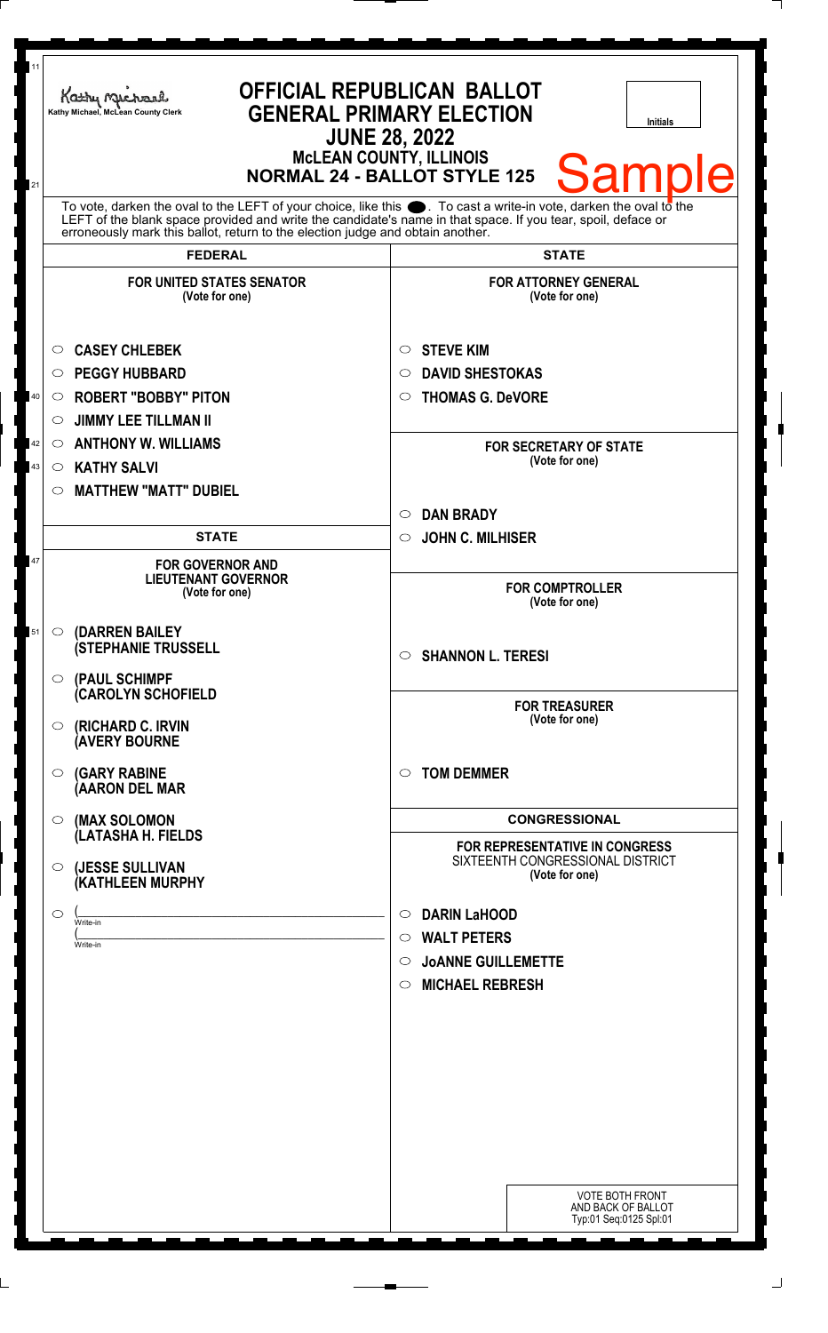Kathy Michael, McLean County Clerk

# OFFICIAL REPUBLICAN BALLOT
## GENERAL PRIMARY ELECTION
## JUNE 28, 2022
### McLEAN COUNTY, ILLINOIS
### NORMAL 24 - BALLOT STYLE 125

Initials

Sample

To vote, darken the oval to the LEFT of your choice, like this ●. To cast a write-in vote, darken the oval to the LEFT of the blank space provided and write the candidate's name in that space. If you tear, spoil, deface or erroneously mark this ballot, return to the election judge and obtain another.

## FEDERAL

**FOR UNITED STATES SENATOR**
(Vote for one)

- ○ CASEY CHLEBEK
- ○ PEGGY HUBBARD
- ○ ROBERT "BOBBY" PITON
- ○ JIMMY LEE TILLMAN II
- ○ ANTHONY W. WILLIAMS
- ○ KATHY SALVI
- ○ MATTHEW "MATT" DUBIEL

## STATE

**FOR GOVERNOR AND LIEUTENANT GOVERNOR**
(Vote for one)

- ○ (DARREN BAILEY (STEPHANIE TRUSSELL
- ○ (PAUL SCHIMPF (CAROLYN SCHOFIELD
- ○ (RICHARD C. IRVIN (AVERY BOURNE
- ○ (GARY RABINE (AARON DEL MAR
- ○ (MAX SOLOMON (LATASHA H. FIELDS
- ○ (JESSE SULLIVAN (KATHLEEN MURPHY
- ○ (____________________ Write-in (____________________ Write-in

## STATE

**FOR ATTORNEY GENERAL**
(Vote for one)

- ○ STEVE KIM
- ○ DAVID SHESTOKAS
- ○ THOMAS G. DeVORE

**FOR SECRETARY OF STATE**
(Vote for one)

- ○ DAN BRADY
- ○ JOHN C. MILHISER

**FOR COMPTROLLER**
(Vote for one)

- ○ SHANNON L. TERESI

**FOR TREASURER**
(Vote for one)

- ○ TOM DEMMER

## CONGRESSIONAL

**FOR REPRESENTATIVE IN CONGRESS**
SIXTEENTH CONGRESSIONAL DISTRICT
(Vote for one)

- ○ DARIN LaHOOD
- ○ WALT PETERS
- ○ JoANNE GUILLEMETTE
- ○ MICHAEL REBRESH

VOTE BOTH FRONT AND BACK OF BALLOT
Typ:01 Seq:0125 Spl:01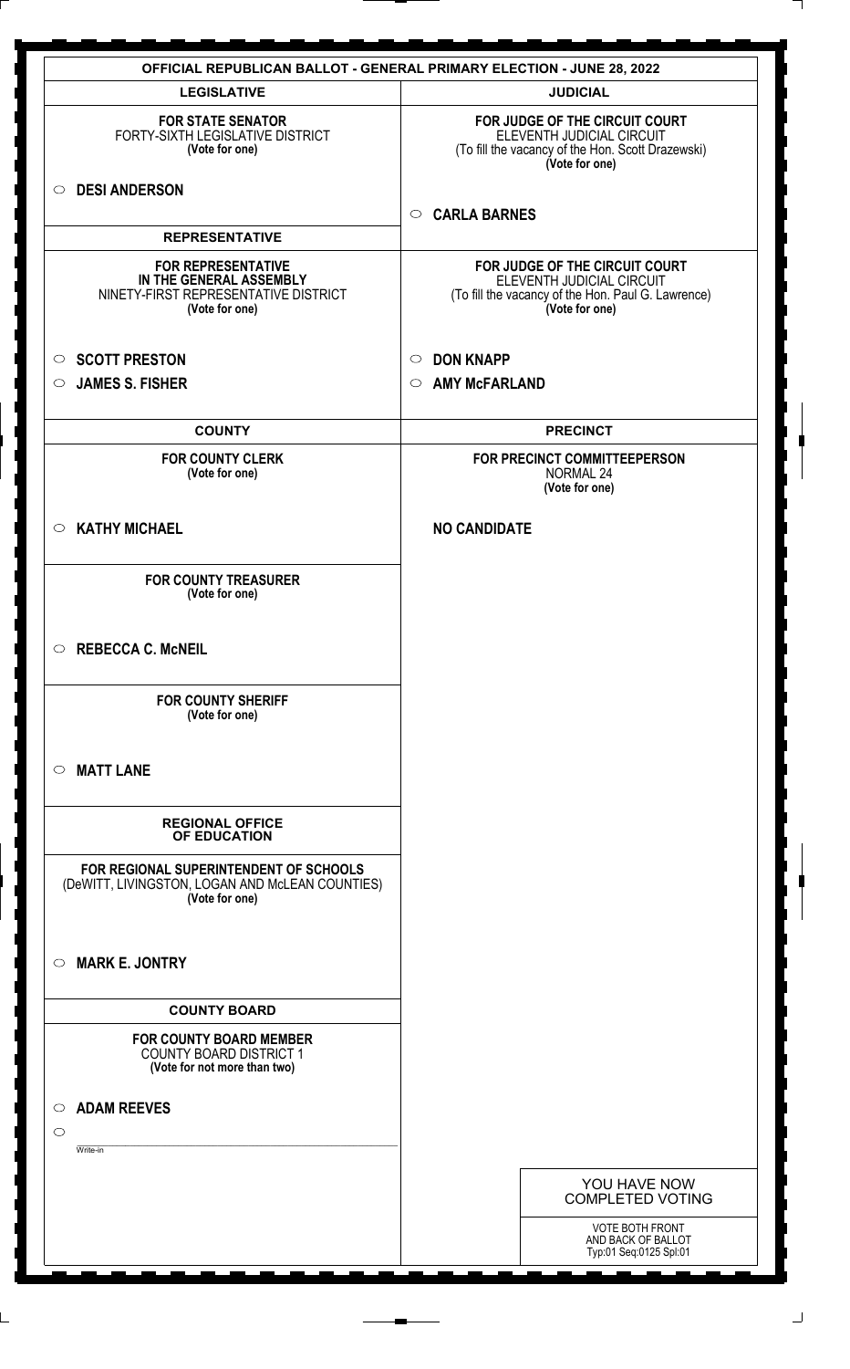# OFFICIAL REPUBLICAN BALLOT - GENERAL PRIMARY ELECTION - JUNE 28, 2022

## LEGISLATIVE

**FOR STATE SENATOR**
FORTY-SIXTH LEGISLATIVE DISTRICT
**(Vote for one)**

○ **DESI ANDERSON**

## REPRESENTATIVE

**FOR REPRESENTATIVE IN THE GENERAL ASSEMBLY**
NINETY-FIRST REPRESENTATIVE DISTRICT
**(Vote for one)**

○ **SCOTT PRESTON**
○ **JAMES S. FISHER**

## COUNTY

**FOR COUNTY CLERK**
**(Vote for one)**

○ **KATHY MICHAEL**

**FOR COUNTY TREASURER**
**(Vote for one)**

○ **REBECCA C. McNEIL**

**FOR COUNTY SHERIFF**
**(Vote for one)**

○ **MATT LANE**

## REGIONAL OFFICE OF EDUCATION

**FOR REGIONAL SUPERINTENDENT OF SCHOOLS**
(DeWITT, LIVINGSTON, LOGAN AND McLEAN COUNTIES)
**(Vote for one)**

○ **MARK E. JONTRY**

## COUNTY BOARD

**FOR COUNTY BOARD MEMBER**
COUNTY BOARD DISTRICT 1
**(Vote for not more than two)**

○ **ADAM REEVES**
○ ________________ Write-in

## JUDICIAL

**FOR JUDGE OF THE CIRCUIT COURT**
ELEVENTH JUDICIAL CIRCUIT
(To fill the vacancy of the Hon. Scott Drazewski)
**(Vote for one)**

○ **CARLA BARNES**

**FOR JUDGE OF THE CIRCUIT COURT**
ELEVENTH JUDICIAL CIRCUIT
(To fill the vacancy of the Hon. Paul G. Lawrence)
**(Vote for one)**

○ **DON KNAPP**
○ **AMY McFARLAND**

## PRECINCT

**FOR PRECINCT COMMITTEEPERSON**
NORMAL 24
**(Vote for one)**

**NO CANDIDATE**

YOU HAVE NOW COMPLETED VOTING

VOTE BOTH FRONT AND BACK OF BALLOT
Typ:01 Seq:0125 Spl:01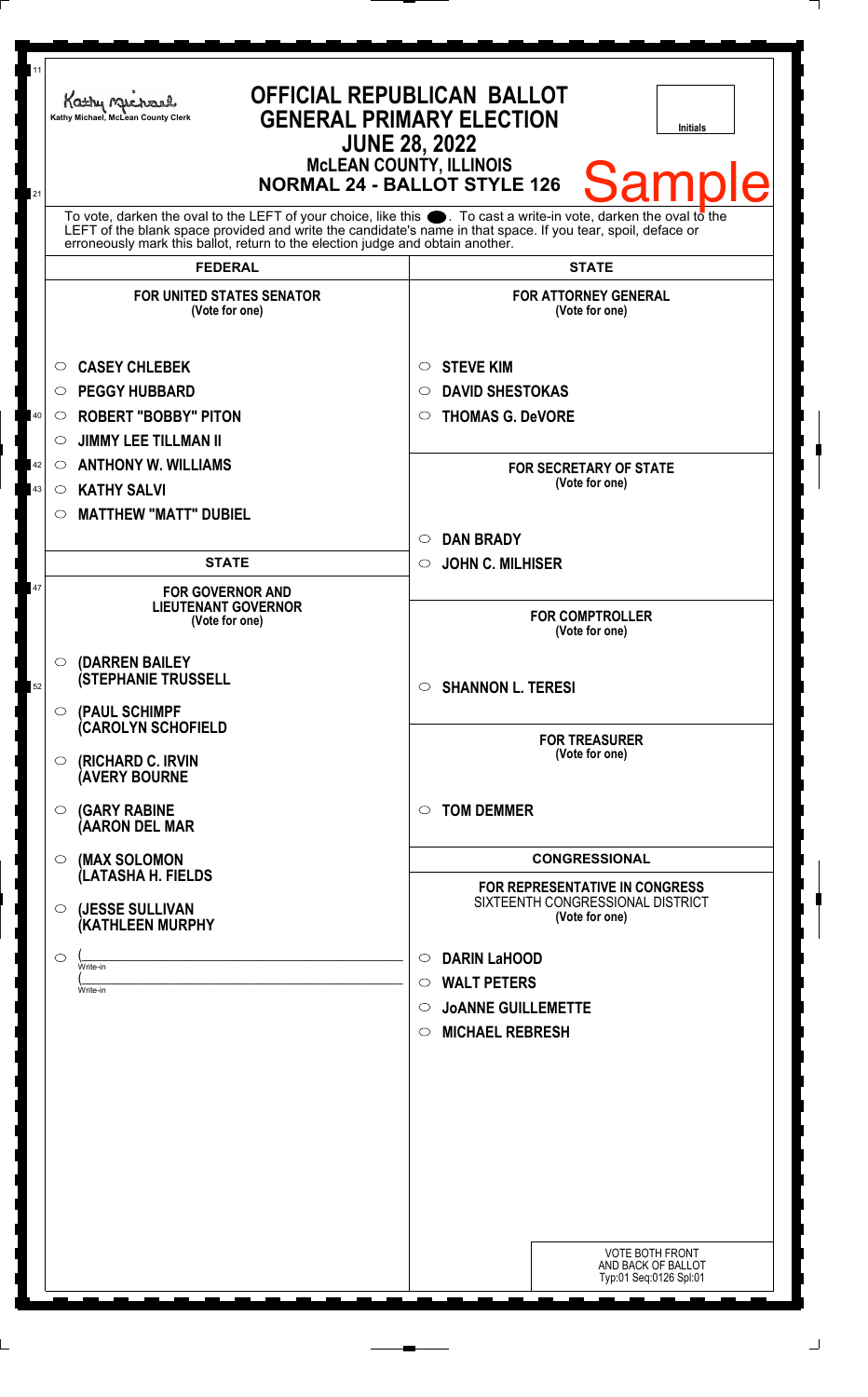Kathy Michael, McLean County Clerk

# OFFICIAL REPUBLICAN BALLOT
## GENERAL PRIMARY ELECTION
### JUNE 28, 2022
### McLEAN COUNTY, ILLINOIS
### NORMAL 24 - BALLOT STYLE 126

Initials

Sample

To vote, darken the oval to the LEFT of your choice, like this ●. To cast a write-in vote, darken the oval to the LEFT of the blank space provided and write the candidate's name in that space. If you tear, spoil, deface or erroneously mark this ballot, return to the election judge and obtain another.

## FEDERAL

**FOR UNITED STATES SENATOR**
(Vote for one)

- ○ CASEY CHLEBEK
- ○ PEGGY HUBBARD
- ○ ROBERT "BOBBY" PITON
- ○ JIMMY LEE TILLMAN II
- ○ ANTHONY W. WILLIAMS
- ○ KATHY SALVI
- ○ MATTHEW "MATT" DUBIEL

## STATE

**FOR GOVERNOR AND LIEUTENANT GOVERNOR**
(Vote for one)

- ○ (DARREN BAILEY (STEPHANIE TRUSSELL
- ○ (PAUL SCHIMPF (CAROLYN SCHOFIELD
- ○ (RICHARD C. IRVIN (AVERY BOURNE
- ○ (GARY RABINE (AARON DEL MAR
- ○ (MAX SOLOMON (LATASHA H. FIELDS
- ○ (JESSE SULLIVAN (KATHLEEN MURPHY
- ○ (______________ Write-in
  (______________ Write-in

## STATE

**FOR ATTORNEY GENERAL**
(Vote for one)

- ○ STEVE KIM
- ○ DAVID SHESTOKAS
- ○ THOMAS G. DeVORE

**FOR SECRETARY OF STATE**
(Vote for one)

- ○ DAN BRADY
- ○ JOHN C. MILHISER

**FOR COMPTROLLER**
(Vote for one)

- ○ SHANNON L. TERESI

**FOR TREASURER**
(Vote for one)

- ○ TOM DEMMER

## CONGRESSIONAL

**FOR REPRESENTATIVE IN CONGRESS**
SIXTEENTH CONGRESSIONAL DISTRICT
(Vote for one)

- ○ DARIN LaHOOD
- ○ WALT PETERS
- ○ JoANNE GUILLEMETTE
- ○ MICHAEL REBRESH

VOTE BOTH FRONT AND BACK OF BALLOT
Typ:01 Seq:0126 Spl:01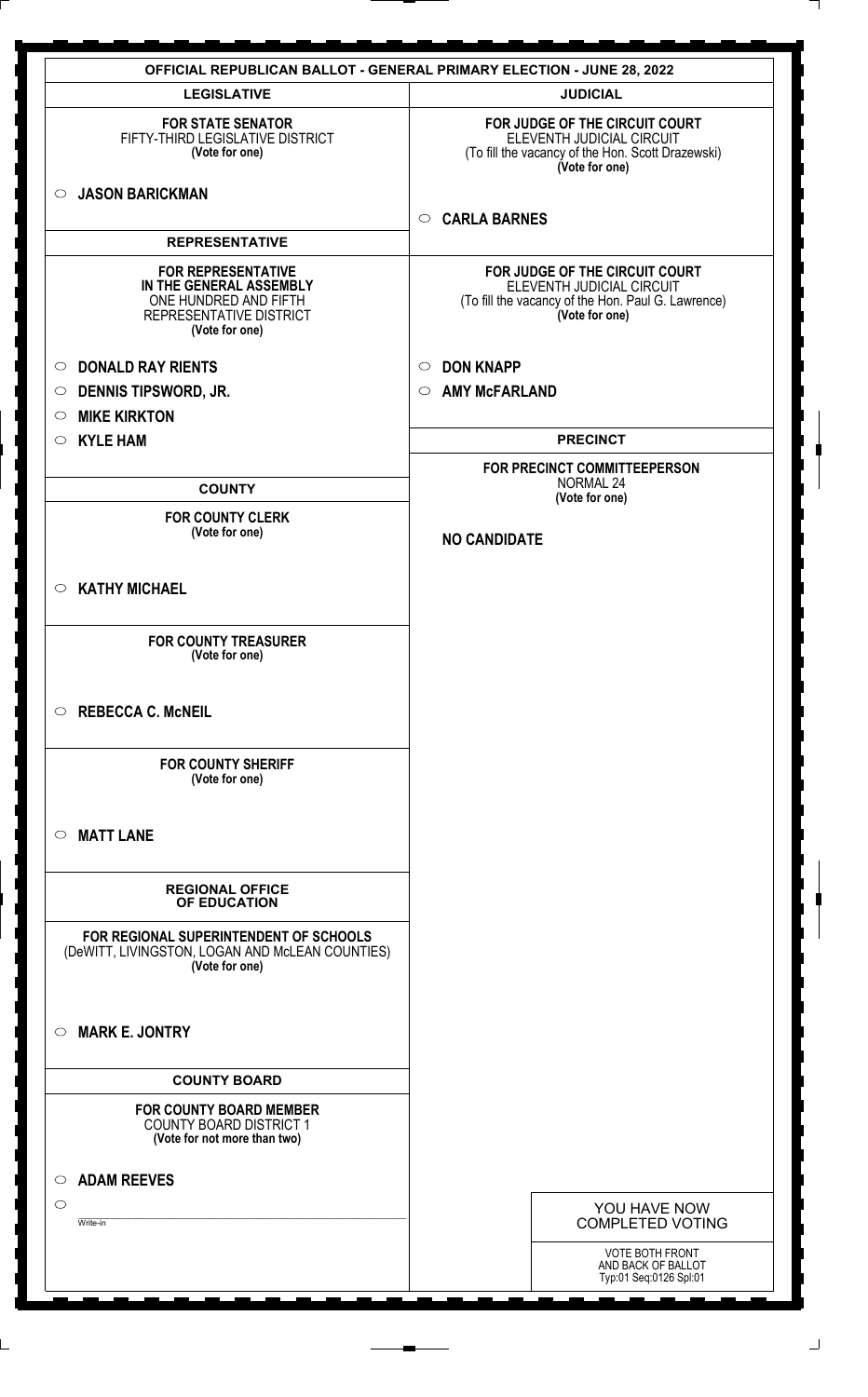# OFFICIAL REPUBLICAN BALLOT - GENERAL PRIMARY ELECTION - JUNE 28, 2022

## LEGISLATIVE

**FOR STATE SENATOR**
FIFTY-THIRD LEGISLATIVE DISTRICT
**(Vote for one)**

○ **JASON BARICKMAN**

## REPRESENTATIVE

**FOR REPRESENTATIVE IN THE GENERAL ASSEMBLY**
ONE HUNDRED AND FIFTH REPRESENTATIVE DISTRICT
**(Vote for one)**

○ **DONALD RAY RIENTS**
○ **DENNIS TIPSWORD, JR.**
○ **MIKE KIRKTON**
○ **KYLE HAM**

## COUNTY

**FOR COUNTY CLERK**
**(Vote for one)**

○ **KATHY MICHAEL**

**FOR COUNTY TREASURER**
**(Vote for one)**

○ **REBECCA C. McNEIL**

**FOR COUNTY SHERIFF**
**(Vote for one)**

○ **MATT LANE**

## REGIONAL OFFICE OF EDUCATION

**FOR REGIONAL SUPERINTENDENT OF SCHOOLS**
(DeWITT, LIVINGSTON, LOGAN AND McLEAN COUNTIES)
**(Vote for one)**

○ **MARK E. JONTRY**

## COUNTY BOARD

**FOR COUNTY BOARD MEMBER**
COUNTY BOARD DISTRICT 1
**(Vote for not more than two)**

○ **ADAM REEVES**
○ ____________________ Write-in

## JUDICIAL

**FOR JUDGE OF THE CIRCUIT COURT**
ELEVENTH JUDICIAL CIRCUIT
(To fill the vacancy of the Hon. Scott Drazewski)
**(Vote for one)**

○ **CARLA BARNES**

**FOR JUDGE OF THE CIRCUIT COURT**
ELEVENTH JUDICIAL CIRCUIT
(To fill the vacancy of the Hon. Paul G. Lawrence)
**(Vote for one)**

○ **DON KNAPP**
○ **AMY McFARLAND**

## PRECINCT

**FOR PRECINCT COMMITTEEPERSON**
NORMAL 24
**(Vote for one)**

**NO CANDIDATE**

YOU HAVE NOW COMPLETED VOTING

VOTE BOTH FRONT AND BACK OF BALLOT
Typ:01 Seq:0126 Spl:01